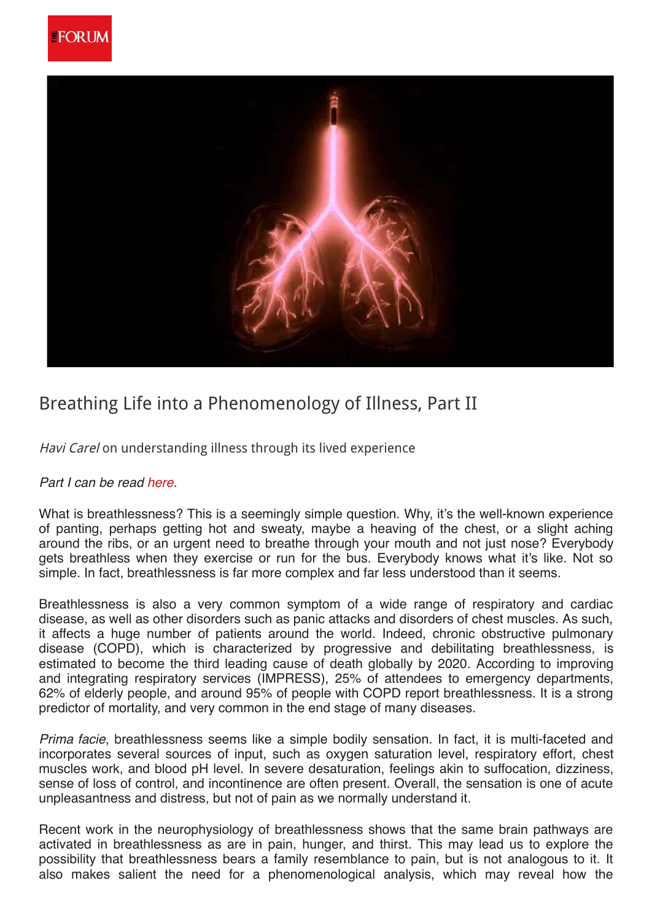# Breathing Life into a Phenomenology of Illness, Part II

*Havi Carel* on understanding illness through its lived experience

*Part I can be read here.*

What is breathlessness? This is a seemingly simple question. Why, it's the well-known experience of panting, perhaps getting hot and sweaty, maybe a heaving of the chest, or a slight aching around the ribs, or an urgent need to breathe through your mouth and not just nose? Everybody gets breathless when they exercise or run for the bus. Everybody knows what it's like. Not so simple. In fact, breathlessness is far more complex and far less understood than it seems.

Breathlessness is also a very common symptom of a wide range of respiratory and cardiac disease, as well as other disorders such as panic attacks and disorders of chest muscles. As such, it affects a huge number of patients around the world. Indeed, chronic obstructive pulmonary disease (COPD), which is characterized by progressive and debilitating breathlessness, is estimated to become the third leading cause of death globally by 2020. According to improving and integrating respiratory services (IMPRESS), 25% of attendees to emergency departments, 62% of elderly people, and around 95% of people with COPD report breathlessness. It is a strong predictor of mortality, and very common in the end stage of many diseases.

*Prima facie*, breathlessness seems like a simple bodily sensation. In fact, it is multi-faceted and incorporates several sources of input, such as oxygen saturation level, respiratory effort, chest muscles work, and blood pH level. In severe desaturation, feelings akin to suffocation, dizziness, sense of loss of control, and incontinence are often present. Overall, the sensation is one of acute unpleasantness and distress, but not of pain as we normally understand it.

Recent work in the neurophysiology of breathlessness shows that the same brain pathways are activated in breathlessness as are in pain, hunger, and thirst. This may lead us to explore the possibility that breathlessness bears a family resemblance to pain, but is not analogous to it. It also makes salient the need for a phenomenological analysis, which may reveal how the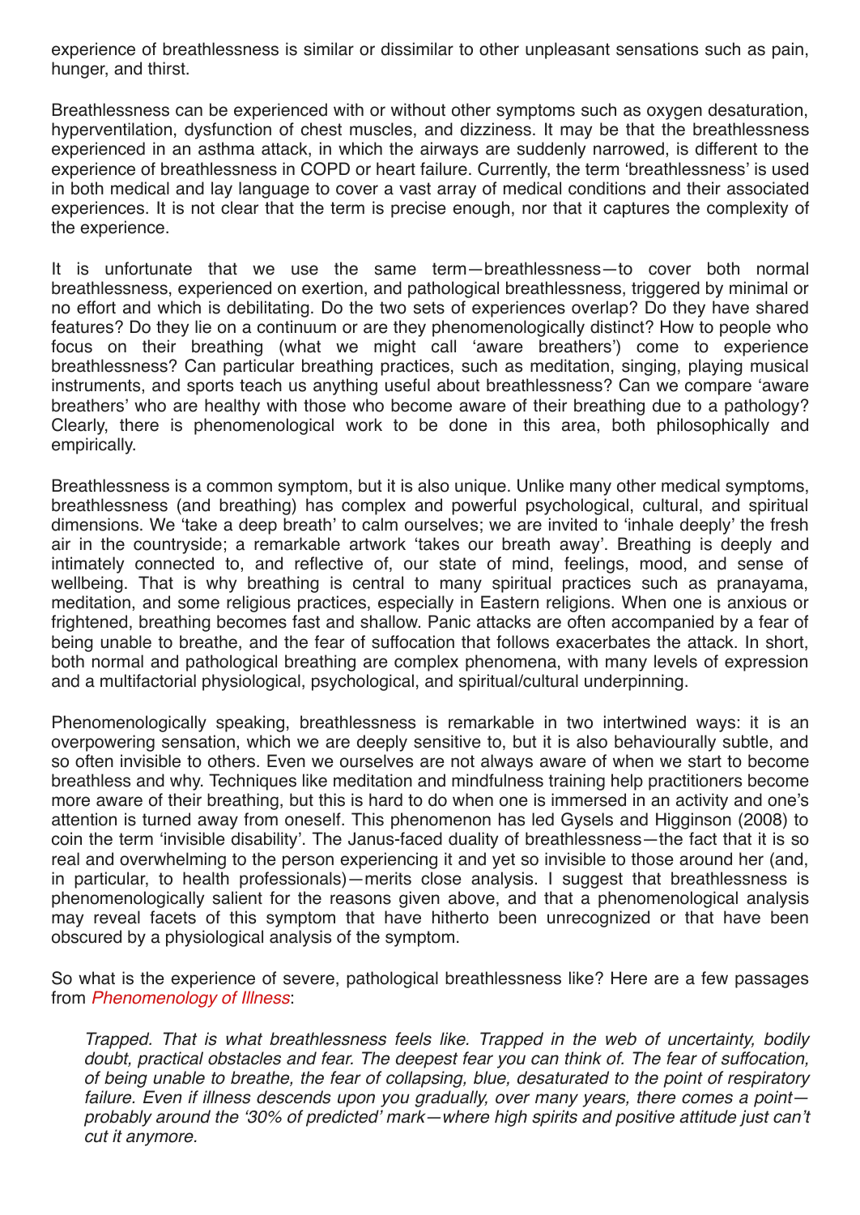experience of breathlessness is similar or dissimilar to other unpleasant sensations such as pain, hunger, and thirst.

Breathlessness can be experienced with or without other symptoms such as oxygen desaturation, hyperventilation, dysfunction of chest muscles, and dizziness. It may be that the breathlessness experienced in an asthma attack, in which the airways are suddenly narrowed, is different to the experience of breathlessness in COPD or heart failure. Currently, the term 'breathlessness' is used in both medical and lay language to cover a vast array of medical conditions and their associated experiences. It is not clear that the term is precise enough, nor that it captures the complexity of the experience.

It is unfortunate that we use the same term—breathlessness—to cover both normal breathlessness, experienced on exertion, and pathological breathlessness, triggered by minimal or no effort and which is debilitating. Do the two sets of experiences overlap? Do they have shared features? Do they lie on a continuum or are they phenomenologically distinct? How to people who focus on their breathing (what we might call 'aware breathers') come to experience breathlessness? Can particular breathing practices, such as meditation, singing, playing musical instruments, and sports teach us anything useful about breathlessness? Can we compare 'aware breathers' who are healthy with those who become aware of their breathing due to a pathology? Clearly, there is phenomenological work to be done in this area, both philosophically and empirically.

Breathlessness is a common symptom, but it is also unique. Unlike many other medical symptoms, breathlessness (and breathing) has complex and powerful psychological, cultural, and spiritual dimensions. We 'take a deep breath' to calm ourselves; we are invited to 'inhale deeply' the fresh air in the countryside; a remarkable artwork 'takes our breath away'. Breathing is deeply and intimately connected to, and reflective of, our state of mind, feelings, mood, and sense of wellbeing. That is why breathing is central to many spiritual practices such as pranayama, meditation, and some religious practices, especially in Eastern religions. When one is anxious or frightened, breathing becomes fast and shallow. Panic attacks are often accompanied by a fear of being unable to breathe, and the fear of suffocation that follows exacerbates the attack. In short, both normal and pathological breathing are complex phenomena, with many levels of expression and a multifactorial physiological, psychological, and spiritual/cultural underpinning.

Phenomenologically speaking, breathlessness is remarkable in two intertwined ways: it is an overpowering sensation, which we are deeply sensitive to, but it is also behaviourally subtle, and so often invisible to others. Even we ourselves are not always aware of when we start to become breathless and why. Techniques like meditation and mindfulness training help practitioners become more aware of their breathing, but this is hard to do when one is immersed in an activity and one's attention is turned away from oneself. This phenomenon has led Gysels and Higginson (2008) to coin the term 'invisible disability'. The Janus-faced duality of breathlessness—the fact that it is so real and overwhelming to the person experiencing it and yet so invisible to those around her (and, in particular, to health professionals)—merits close analysis. I suggest that breathlessness is phenomenologically salient for the reasons given above, and that a phenomenological analysis may reveal facets of this symptom that have hitherto been unrecognized or that have been obscured by a physiological analysis of the symptom.

So what is the experience of severe, pathological breathlessness like? Here are a few passages from *Phenomenology of Illness*:

> *Trapped. That is what breathlessness feels like. Trapped in the web of uncertainty, bodily doubt, practical obstacles and fear. The deepest fear you can think of. The fear of suffocation, of being unable to breathe, the fear of collapsing, blue, desaturated to the point of respiratory failure. Even if illness descends upon you gradually, over many years, there comes a point—probably around the '30% of predicted' mark—where high spirits and positive attitude just can't cut it anymore.*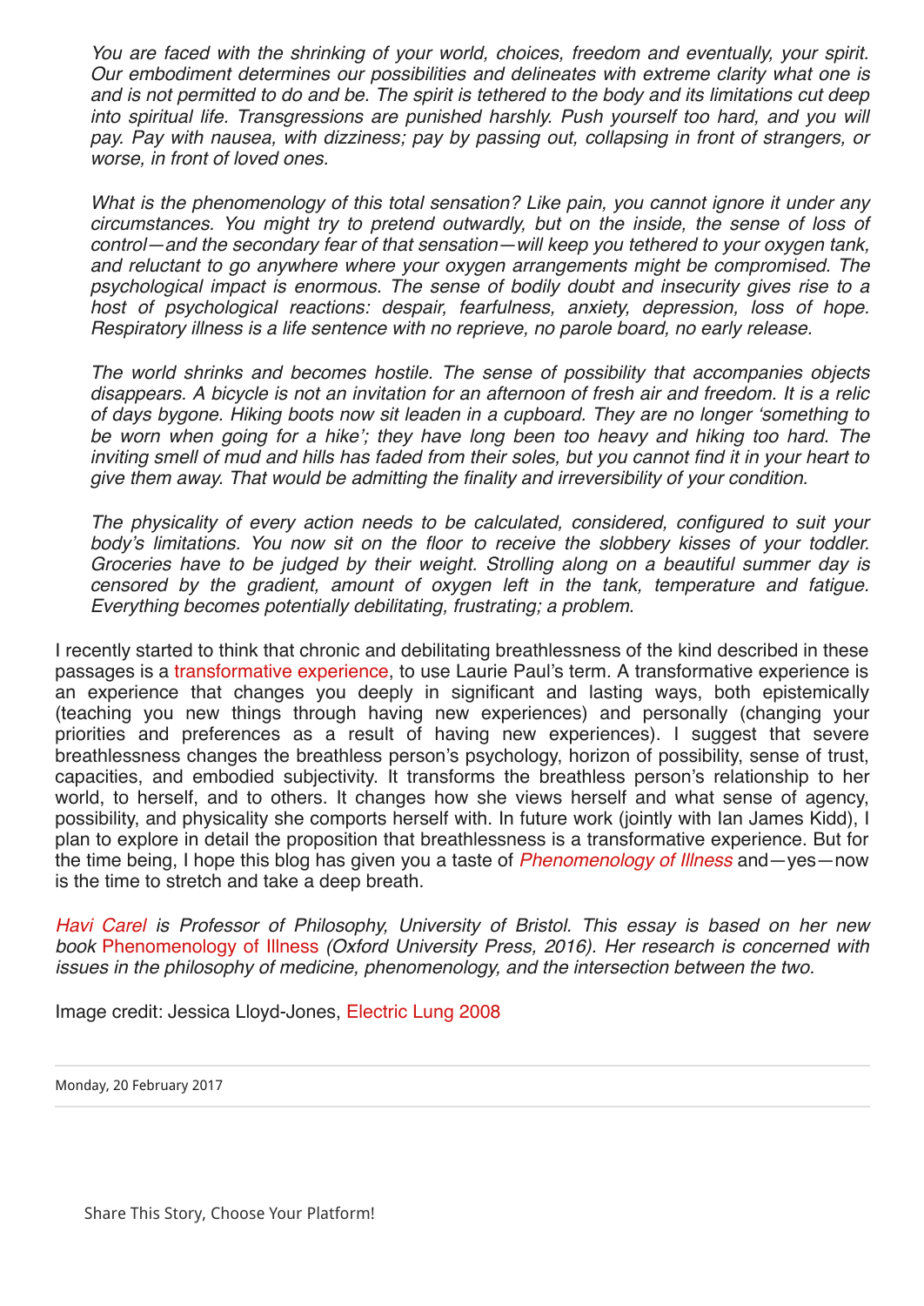> *You are faced with the shrinking of your world, choices, freedom and eventually, your spirit. Our embodiment determines our possibilities and delineates with extreme clarity what one is and is not permitted to do and be. The spirit is tethered to the body and its limitations cut deep into spiritual life. Transgressions are punished harshly. Push yourself too hard, and you will pay. Pay with nausea, with dizziness; pay by passing out, collapsing in front of strangers, or worse, in front of loved ones.*
>
> *What is the phenomenology of this total sensation? Like pain, you cannot ignore it under any circumstances. You might try to pretend outwardly, but on the inside, the sense of loss of control—and the secondary fear of that sensation—will keep you tethered to your oxygen tank, and reluctant to go anywhere where your oxygen arrangements might be compromised. The psychological impact is enormous. The sense of bodily doubt and insecurity gives rise to a host of psychological reactions: despair, fearfulness, anxiety, depression, loss of hope. Respiratory illness is a life sentence with no reprieve, no parole board, no early release.*
>
> *The world shrinks and becomes hostile. The sense of possibility that accompanies objects disappears. A bicycle is not an invitation for an afternoon of fresh air and freedom. It is a relic of days bygone. Hiking boots now sit leaden in a cupboard. They are no longer 'something to be worn when going for a hike'; they have long been too heavy and hiking too hard. The inviting smell of mud and hills has faded from their soles, but you cannot find it in your heart to give them away. That would be admitting the finality and irreversibility of your condition.*
>
> *The physicality of every action needs to be calculated, considered, configured to suit your body's limitations. You now sit on the floor to receive the slobbery kisses of your toddler. Groceries have to be judged by their weight. Strolling along on a beautiful summer day is censored by the gradient, amount of oxygen left in the tank, temperature and fatigue. Everything becomes potentially debilitating, frustrating; a problem.*

I recently started to think that chronic and debilitating breathlessness of the kind described in these passages is a transformative experience, to use Laurie Paul's term. A transformative experience is an experience that changes you deeply in significant and lasting ways, both epistemically (teaching you new things through having new experiences) and personally (changing your priorities and preferences as a result of having new experiences). I suggest that severe breathlessness changes the breathless person's psychology, horizon of possibility, sense of trust, capacities, and embodied subjectivity. It transforms the breathless person's relationship to her world, to herself, and to others. It changes how she views herself and what sense of agency, possibility, and physicality she comports herself with. In future work (jointly with Ian James Kidd), I plan to explore in detail the proposition that breathlessness is a transformative experience. But for the time being, I hope this blog has given you a taste of *Phenomenology of Illness* and—yes—now is the time to stretch and take a deep breath.

*Havi Carel is Professor of Philosophy, University of Bristol. This essay is based on her new book* Phenomenology of Illness *(Oxford University Press, 2016). Her research is concerned with issues in the philosophy of medicine, phenomenology, and the intersection between the two.*

Image credit: Jessica Lloyd-Jones, Electric Lung 2008

Monday, 20 February 2017

Share This Story, Choose Your Platform!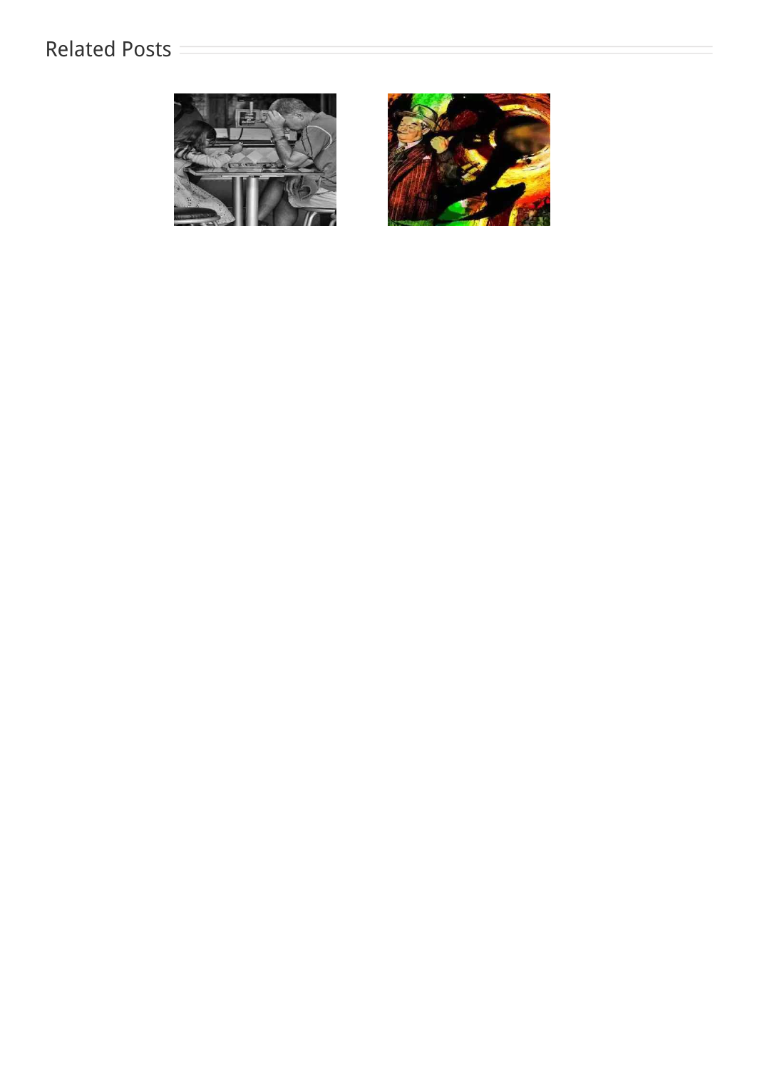## Related Posts